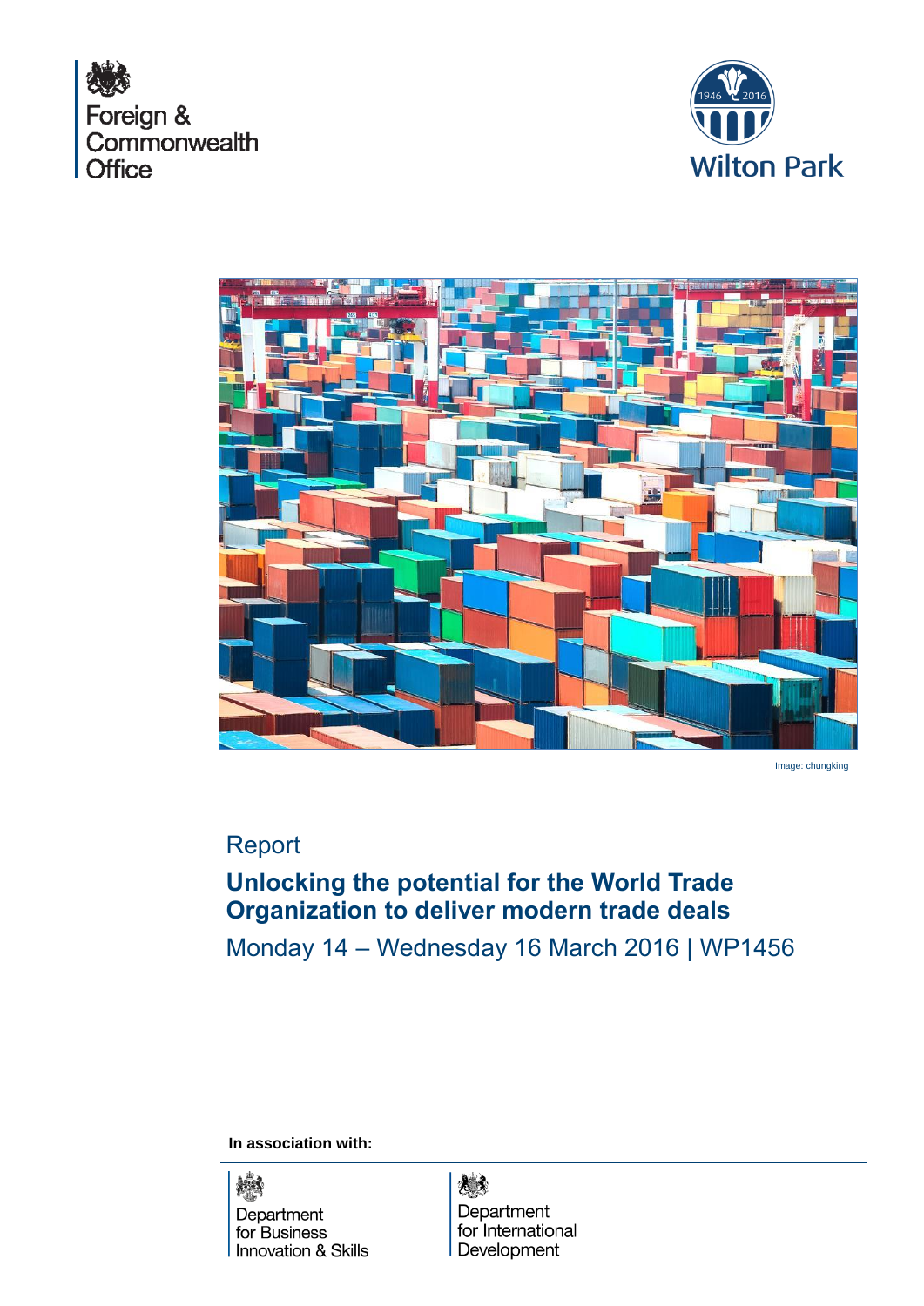Foreign & Commonwealth Office

Wilton Park

Image: chungking

Report

# Unlocking the potential for the World Trade Organization to deliver modern trade deals

Monday 14 – Wednesday 16 March 2016 | WP1456

**In association with:**

Department for Business Innovation & Skills

Department for International Development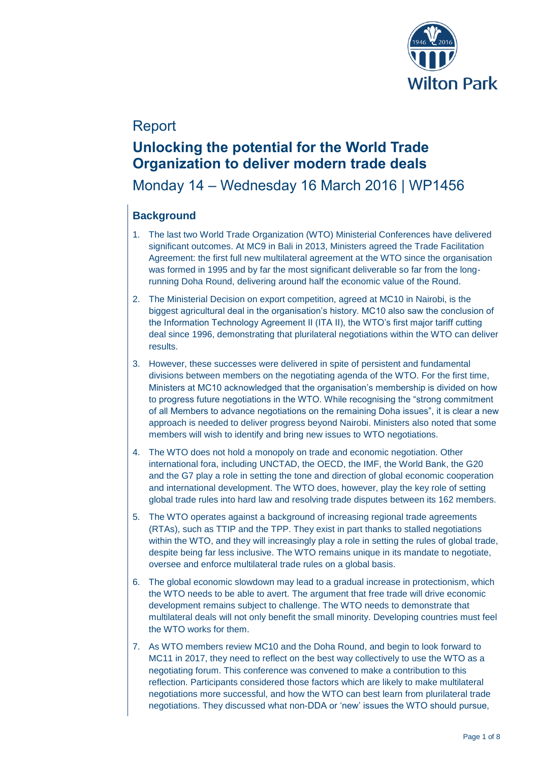Report

# Unlocking the potential for the World Trade Organization to deliver modern trade deals

Monday 14 – Wednesday 16 March 2016 | WP1456

## Background

1. The last two World Trade Organization (WTO) Ministerial Conferences have delivered significant outcomes. At MC9 in Bali in 2013, Ministers agreed the Trade Facilitation Agreement: the first full new multilateral agreement at the WTO since the organisation was formed in 1995 and by far the most significant deliverable so far from the long-running Doha Round, delivering around half the economic value of the Round.

2. The Ministerial Decision on export competition, agreed at MC10 in Nairobi, is the biggest agricultural deal in the organisation's history. MC10 also saw the conclusion of the Information Technology Agreement II (ITA II), the WTO's first major tariff cutting deal since 1996, demonstrating that plurilateral negotiations within the WTO can deliver results.

3. However, these successes were delivered in spite of persistent and fundamental divisions between members on the negotiating agenda of the WTO. For the first time, Ministers at MC10 acknowledged that the organisation's membership is divided on how to progress future negotiations in the WTO. While recognising the "strong commitment of all Members to advance negotiations on the remaining Doha issues", it is clear a new approach is needed to deliver progress beyond Nairobi. Ministers also noted that some members will wish to identify and bring new issues to WTO negotiations.

4. The WTO does not hold a monopoly on trade and economic negotiation. Other international fora, including UNCTAD, the OECD, the IMF, the World Bank, the G20 and the G7 play a role in setting the tone and direction of global economic cooperation and international development. The WTO does, however, play the key role of setting global trade rules into hard law and resolving trade disputes between its 162 members.

5. The WTO operates against a background of increasing regional trade agreements (RTAs), such as TTIP and the TPP. They exist in part thanks to stalled negotiations within the WTO, and they will increasingly play a role in setting the rules of global trade, despite being far less inclusive. The WTO remains unique in its mandate to negotiate, oversee and enforce multilateral trade rules on a global basis.

6. The global economic slowdown may lead to a gradual increase in protectionism, which the WTO needs to be able to avert. The argument that free trade will drive economic development remains subject to challenge. The WTO needs to demonstrate that multilateral deals will not only benefit the small minority. Developing countries must feel the WTO works for them.

7. As WTO members review MC10 and the Doha Round, and begin to look forward to MC11 in 2017, they need to reflect on the best way collectively to use the WTO as a negotiating forum. This conference was convened to make a contribution to this reflection. Participants considered those factors which are likely to make multilateral negotiations more successful, and how the WTO can best learn from plurilateral trade negotiations. They discussed what non-DDA or 'new' issues the WTO should pursue,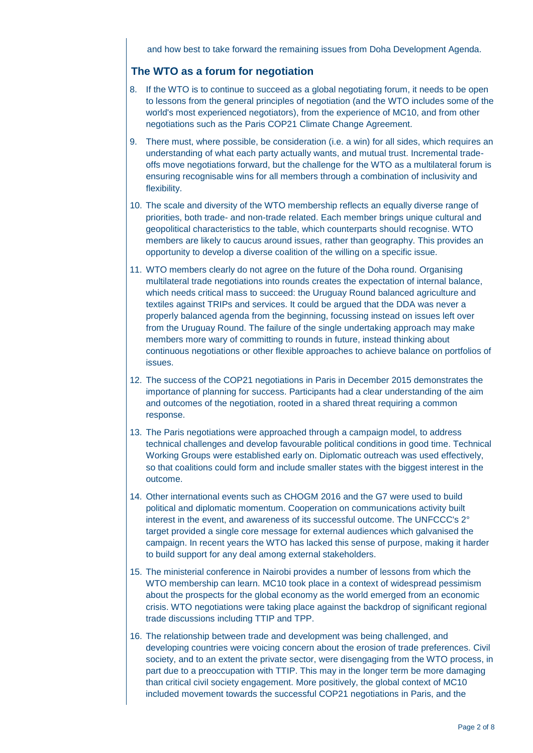and how best to take forward the remaining issues from Doha Development Agenda.

## The WTO as a forum for negotiation

8. If the WTO is to continue to succeed as a global negotiating forum, it needs to be open to lessons from the general principles of negotiation (and the WTO includes some of the world's most experienced negotiators), from the experience of MC10, and from other negotiations such as the Paris COP21 Climate Change Agreement.

9. There must, where possible, be consideration (i.e. a win) for all sides, which requires an understanding of what each party actually wants, and mutual trust. Incremental trade-offs move negotiations forward, but the challenge for the WTO as a multilateral forum is ensuring recognisable wins for all members through a combination of inclusivity and flexibility.

10. The scale and diversity of the WTO membership reflects an equally diverse range of priorities, both trade- and non-trade related. Each member brings unique cultural and geopolitical characteristics to the table, which counterparts should recognise. WTO members are likely to caucus around issues, rather than geography. This provides an opportunity to develop a diverse coalition of the willing on a specific issue.

11. WTO members clearly do not agree on the future of the Doha round. Organising multilateral trade negotiations into rounds creates the expectation of internal balance, which needs critical mass to succeed: the Uruguay Round balanced agriculture and textiles against TRIPs and services. It could be argued that the DDA was never a properly balanced agenda from the beginning, focussing instead on issues left over from the Uruguay Round. The failure of the single undertaking approach may make members more wary of committing to rounds in future, instead thinking about continuous negotiations or other flexible approaches to achieve balance on portfolios of issues.

12. The success of the COP21 negotiations in Paris in December 2015 demonstrates the importance of planning for success. Participants had a clear understanding of the aim and outcomes of the negotiation, rooted in a shared threat requiring a common response.

13. The Paris negotiations were approached through a campaign model, to address technical challenges and develop favourable political conditions in good time. Technical Working Groups were established early on. Diplomatic outreach was used effectively, so that coalitions could form and include smaller states with the biggest interest in the outcome.

14. Other international events such as CHOGM 2016 and the G7 were used to build political and diplomatic momentum. Cooperation on communications activity built interest in the event, and awareness of its successful outcome. The UNFCCC's 2° target provided a single core message for external audiences which galvanised the campaign. In recent years the WTO has lacked this sense of purpose, making it harder to build support for any deal among external stakeholders.

15. The ministerial conference in Nairobi provides a number of lessons from which the WTO membership can learn. MC10 took place in a context of widespread pessimism about the prospects for the global economy as the world emerged from an economic crisis. WTO negotiations were taking place against the backdrop of significant regional trade discussions including TTIP and TPP.

16. The relationship between trade and development was being challenged, and developing countries were voicing concern about the erosion of trade preferences. Civil society, and to an extent the private sector, were disengaging from the WTO process, in part due to a preoccupation with TTIP. This may in the longer term be more damaging than critical civil society engagement. More positively, the global context of MC10 included movement towards the successful COP21 negotiations in Paris, and the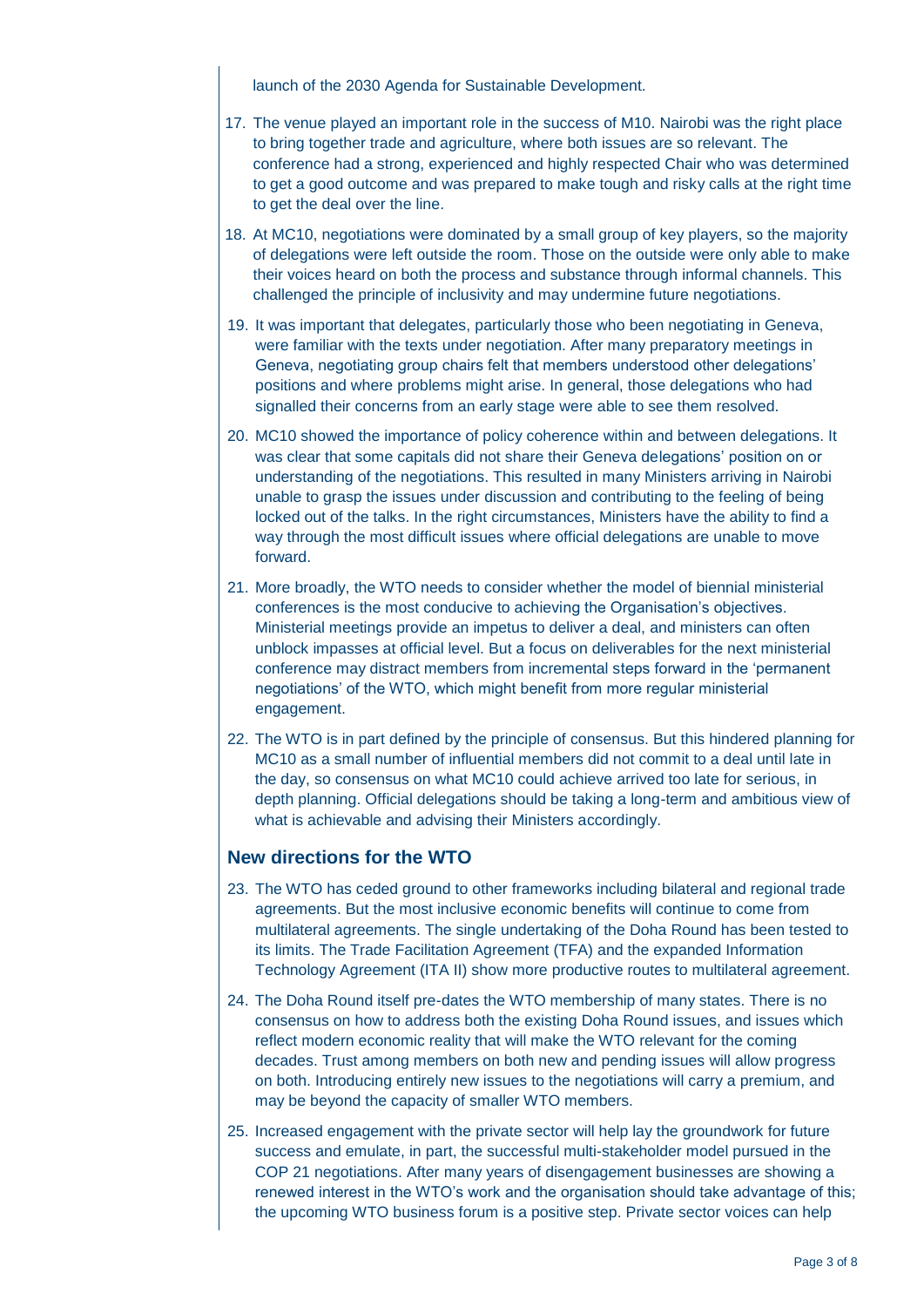launch of the 2030 Agenda for Sustainable Development.

17. The venue played an important role in the success of M10. Nairobi was the right place to bring together trade and agriculture, where both issues are so relevant. The conference had a strong, experienced and highly respected Chair who was determined to get a good outcome and was prepared to make tough and risky calls at the right time to get the deal over the line.

18. At MC10, negotiations were dominated by a small group of key players, so the majority of delegations were left outside the room. Those on the outside were only able to make their voices heard on both the process and substance through informal channels. This challenged the principle of inclusivity and may undermine future negotiations.

19. It was important that delegates, particularly those who been negotiating in Geneva, were familiar with the texts under negotiation. After many preparatory meetings in Geneva, negotiating group chairs felt that members understood other delegations' positions and where problems might arise. In general, those delegations who had signalled their concerns from an early stage were able to see them resolved.

20. MC10 showed the importance of policy coherence within and between delegations. It was clear that some capitals did not share their Geneva delegations' position on or understanding of the negotiations. This resulted in many Ministers arriving in Nairobi unable to grasp the issues under discussion and contributing to the feeling of being locked out of the talks. In the right circumstances, Ministers have the ability to find a way through the most difficult issues where official delegations are unable to move forward.

21. More broadly, the WTO needs to consider whether the model of biennial ministerial conferences is the most conducive to achieving the Organisation's objectives. Ministerial meetings provide an impetus to deliver a deal, and ministers can often unblock impasses at official level. But a focus on deliverables for the next ministerial conference may distract members from incremental steps forward in the 'permanent negotiations' of the WTO, which might benefit from more regular ministerial engagement.

22. The WTO is in part defined by the principle of consensus. But this hindered planning for MC10 as a small number of influential members did not commit to a deal until late in the day, so consensus on what MC10 could achieve arrived too late for serious, in depth planning. Official delegations should be taking a long-term and ambitious view of what is achievable and advising their Ministers accordingly.

## New directions for the WTO

23. The WTO has ceded ground to other frameworks including bilateral and regional trade agreements. But the most inclusive economic benefits will continue to come from multilateral agreements. The single undertaking of the Doha Round has been tested to its limits. The Trade Facilitation Agreement (TFA) and the expanded Information Technology Agreement (ITA II) show more productive routes to multilateral agreement.

24. The Doha Round itself pre-dates the WTO membership of many states. There is no consensus on how to address both the existing Doha Round issues, and issues which reflect modern economic reality that will make the WTO relevant for the coming decades. Trust among members on both new and pending issues will allow progress on both. Introducing entirely new issues to the negotiations will carry a premium, and may be beyond the capacity of smaller WTO members.

25. Increased engagement with the private sector will help lay the groundwork for future success and emulate, in part, the successful multi-stakeholder model pursued in the COP 21 negotiations. After many years of disengagement businesses are showing a renewed interest in the WTO's work and the organisation should take advantage of this; the upcoming WTO business forum is a positive step. Private sector voices can help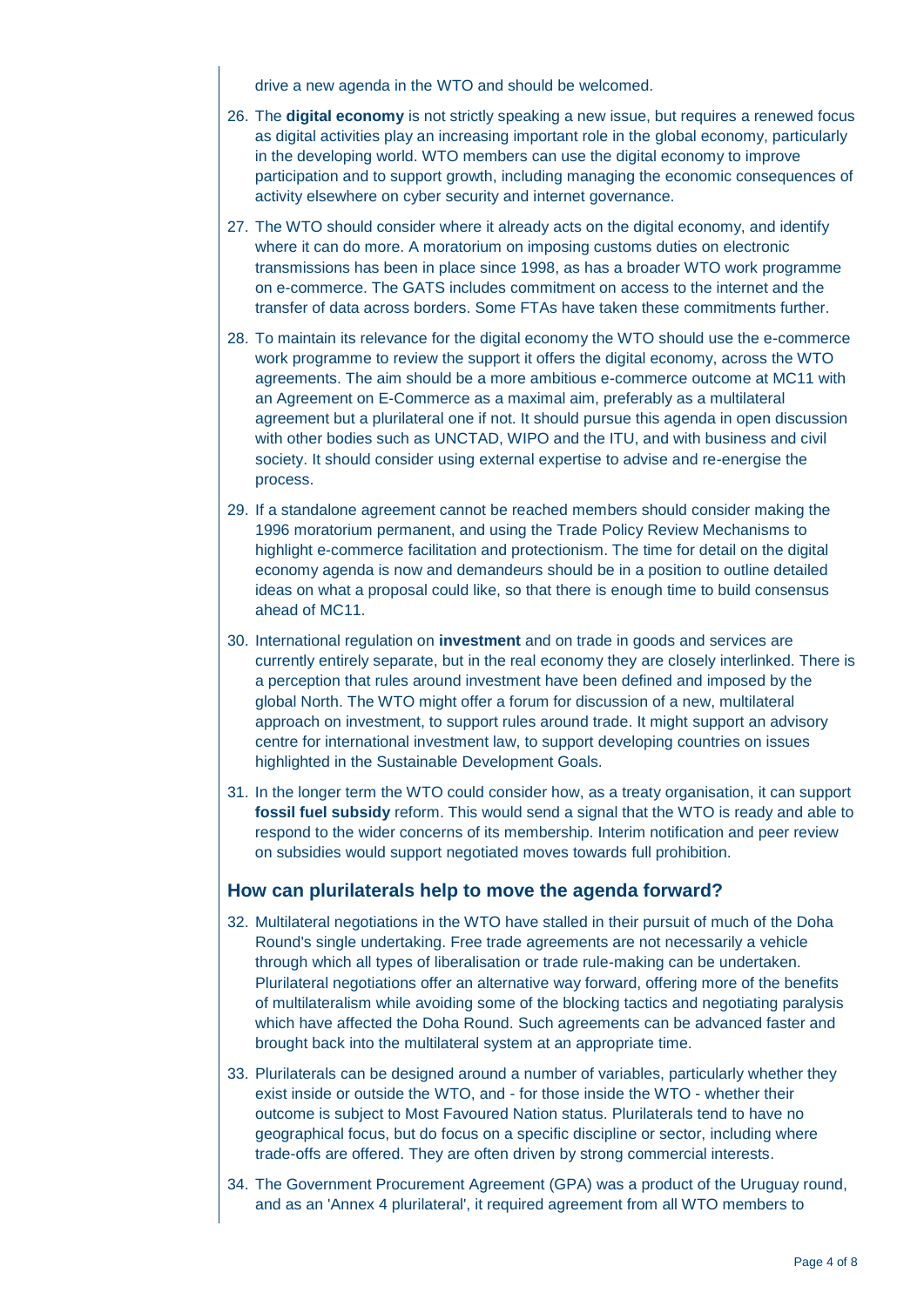drive a new agenda in the WTO and should be welcomed.

26. The **digital economy** is not strictly speaking a new issue, but requires a renewed focus as digital activities play an increasing important role in the global economy, particularly in the developing world. WTO members can use the digital economy to improve participation and to support growth, including managing the economic consequences of activity elsewhere on cyber security and internet governance.

27. The WTO should consider where it already acts on the digital economy, and identify where it can do more. A moratorium on imposing customs duties on electronic transmissions has been in place since 1998, as has a broader WTO work programme on e-commerce. The GATS includes commitment on access to the internet and the transfer of data across borders. Some FTAs have taken these commitments further.

28. To maintain its relevance for the digital economy the WTO should use the e-commerce work programme to review the support it offers the digital economy, across the WTO agreements. The aim should be a more ambitious e-commerce outcome at MC11 with an Agreement on E-Commerce as a maximal aim, preferably as a multilateral agreement but a plurilateral one if not. It should pursue this agenda in open discussion with other bodies such as UNCTAD, WIPO and the ITU, and with business and civil society. It should consider using external expertise to advise and re-energise the process.

29. If a standalone agreement cannot be reached members should consider making the 1996 moratorium permanent, and using the Trade Policy Review Mechanisms to highlight e-commerce facilitation and protectionism. The time for detail on the digital economy agenda is now and demandeurs should be in a position to outline detailed ideas on what a proposal could like, so that there is enough time to build consensus ahead of MC11.

30. International regulation on **investment** and on trade in goods and services are currently entirely separate, but in the real economy they are closely interlinked. There is a perception that rules around investment have been defined and imposed by the global North. The WTO might offer a forum for discussion of a new, multilateral approach on investment, to support rules around trade. It might support an advisory centre for international investment law, to support developing countries on issues highlighted in the Sustainable Development Goals.

31. In the longer term the WTO could consider how, as a treaty organisation, it can support **fossil fuel subsidy** reform. This would send a signal that the WTO is ready and able to respond to the wider concerns of its membership. Interim notification and peer review on subsidies would support negotiated moves towards full prohibition.

## How can plurilaterals help to move the agenda forward?

32. Multilateral negotiations in the WTO have stalled in their pursuit of much of the Doha Round's single undertaking. Free trade agreements are not necessarily a vehicle through which all types of liberalisation or trade rule-making can be undertaken. Plurilateral negotiations offer an alternative way forward, offering more of the benefits of multilateralism while avoiding some of the blocking tactics and negotiating paralysis which have affected the Doha Round. Such agreements can be advanced faster and brought back into the multilateral system at an appropriate time.

33. Plurilaterals can be designed around a number of variables, particularly whether they exist inside or outside the WTO, and - for those inside the WTO - whether their outcome is subject to Most Favoured Nation status. Plurilaterals tend to have no geographical focus, but do focus on a specific discipline or sector, including where trade-offs are offered. They are often driven by strong commercial interests.

34. The Government Procurement Agreement (GPA) was a product of the Uruguay round, and as an 'Annex 4 plurilateral', it required agreement from all WTO members to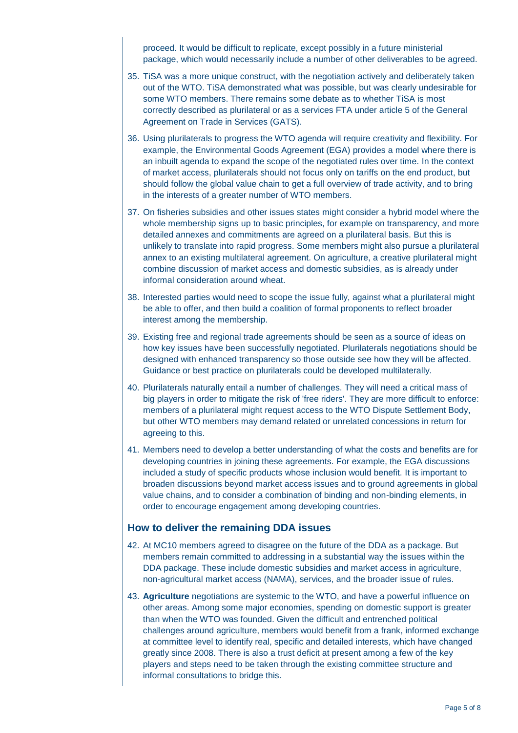proceed. It would be difficult to replicate, except possibly in a future ministerial package, which would necessarily include a number of other deliverables to be agreed.

35. TiSA was a more unique construct, with the negotiation actively and deliberately taken out of the WTO. TiSA demonstrated what was possible, but was clearly undesirable for some WTO members. There remains some debate as to whether TiSA is most correctly described as plurilateral or as a services FTA under article 5 of the General Agreement on Trade in Services (GATS).

36. Using plurilaterals to progress the WTO agenda will require creativity and flexibility. For example, the Environmental Goods Agreement (EGA) provides a model where there is an inbuilt agenda to expand the scope of the negotiated rules over time. In the context of market access, plurilaterals should not focus only on tariffs on the end product, but should follow the global value chain to get a full overview of trade activity, and to bring in the interests of a greater number of WTO members.

37. On fisheries subsidies and other issues states might consider a hybrid model where the whole membership signs up to basic principles, for example on transparency, and more detailed annexes and commitments are agreed on a plurilateral basis. But this is unlikely to translate into rapid progress. Some members might also pursue a plurilateral annex to an existing multilateral agreement. On agriculture, a creative plurilateral might combine discussion of market access and domestic subsidies, as is already under informal consideration around wheat.

38. Interested parties would need to scope the issue fully, against what a plurilateral might be able to offer, and then build a coalition of formal proponents to reflect broader interest among the membership.

39. Existing free and regional trade agreements should be seen as a source of ideas on how key issues have been successfully negotiated. Plurilaterals negotiations should be designed with enhanced transparency so those outside see how they will be affected. Guidance or best practice on plurilaterals could be developed multilaterally.

40. Plurilaterals naturally entail a number of challenges. They will need a critical mass of big players in order to mitigate the risk of 'free riders'. They are more difficult to enforce: members of a plurilateral might request access to the WTO Dispute Settlement Body, but other WTO members may demand related or unrelated concessions in return for agreeing to this.

41. Members need to develop a better understanding of what the costs and benefits are for developing countries in joining these agreements. For example, the EGA discussions included a study of specific products whose inclusion would benefit. It is important to broaden discussions beyond market access issues and to ground agreements in global value chains, and to consider a combination of binding and non-binding elements, in order to encourage engagement among developing countries.

## How to deliver the remaining DDA issues

42. At MC10 members agreed to disagree on the future of the DDA as a package. But members remain committed to addressing in a substantial way the issues within the DDA package. These include domestic subsidies and market access in agriculture, non-agricultural market access (NAMA), services, and the broader issue of rules.

43. **Agriculture** negotiations are systemic to the WTO, and have a powerful influence on other areas. Among some major economies, spending on domestic support is greater than when the WTO was founded. Given the difficult and entrenched political challenges around agriculture, members would benefit from a frank, informed exchange at committee level to identify real, specific and detailed interests, which have changed greatly since 2008. There is also a trust deficit at present among a few of the key players and steps need to be taken through the existing committee structure and informal consultations to bridge this.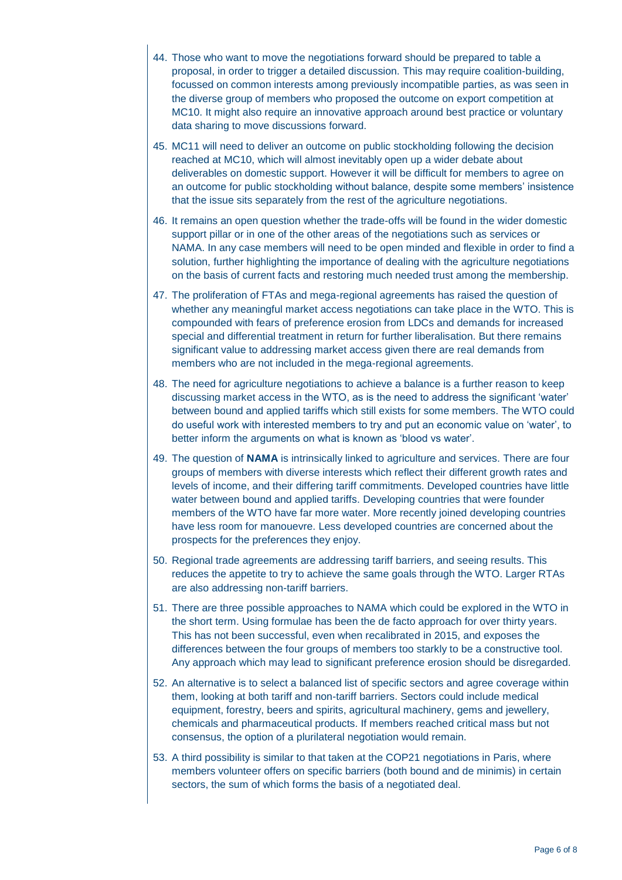44. Those who want to move the negotiations forward should be prepared to table a proposal, in order to trigger a detailed discussion. This may require coalition-building, focussed on common interests among previously incompatible parties, as was seen in the diverse group of members who proposed the outcome on export competition at MC10. It might also require an innovative approach around best practice or voluntary data sharing to move discussions forward.

45. MC11 will need to deliver an outcome on public stockholding following the decision reached at MC10, which will almost inevitably open up a wider debate about deliverables on domestic support. However it will be difficult for members to agree on an outcome for public stockholding without balance, despite some members' insistence that the issue sits separately from the rest of the agriculture negotiations.

46. It remains an open question whether the trade-offs will be found in the wider domestic support pillar or in one of the other areas of the negotiations such as services or NAMA. In any case members will need to be open minded and flexible in order to find a solution, further highlighting the importance of dealing with the agriculture negotiations on the basis of current facts and restoring much needed trust among the membership.

47. The proliferation of FTAs and mega-regional agreements has raised the question of whether any meaningful market access negotiations can take place in the WTO. This is compounded with fears of preference erosion from LDCs and demands for increased special and differential treatment in return for further liberalisation. But there remains significant value to addressing market access given there are real demands from members who are not included in the mega-regional agreements.

48. The need for agriculture negotiations to achieve a balance is a further reason to keep discussing market access in the WTO, as is the need to address the significant 'water' between bound and applied tariffs which still exists for some members. The WTO could do useful work with interested members to try and put an economic value on 'water', to better inform the arguments on what is known as 'blood vs water'.

49. The question of **NAMA** is intrinsically linked to agriculture and services. There are four groups of members with diverse interests which reflect their different growth rates and levels of income, and their differing tariff commitments. Developed countries have little water between bound and applied tariffs. Developing countries that were founder members of the WTO have far more water. More recently joined developing countries have less room for manouevre. Less developed countries are concerned about the prospects for the preferences they enjoy.

50. Regional trade agreements are addressing tariff barriers, and seeing results. This reduces the appetite to try to achieve the same goals through the WTO. Larger RTAs are also addressing non-tariff barriers.

51. There are three possible approaches to NAMA which could be explored in the WTO in the short term. Using formulae has been the de facto approach for over thirty years. This has not been successful, even when recalibrated in 2015, and exposes the differences between the four groups of members too starkly to be a constructive tool. Any approach which may lead to significant preference erosion should be disregarded.

52. An alternative is to select a balanced list of specific sectors and agree coverage within them, looking at both tariff and non-tariff barriers. Sectors could include medical equipment, forestry, beers and spirits, agricultural machinery, gems and jewellery, chemicals and pharmaceutical products. If members reached critical mass but not consensus, the option of a plurilateral negotiation would remain.

53. A third possibility is similar to that taken at the COP21 negotiations in Paris, where members volunteer offers on specific barriers (both bound and de minimis) in certain sectors, the sum of which forms the basis of a negotiated deal.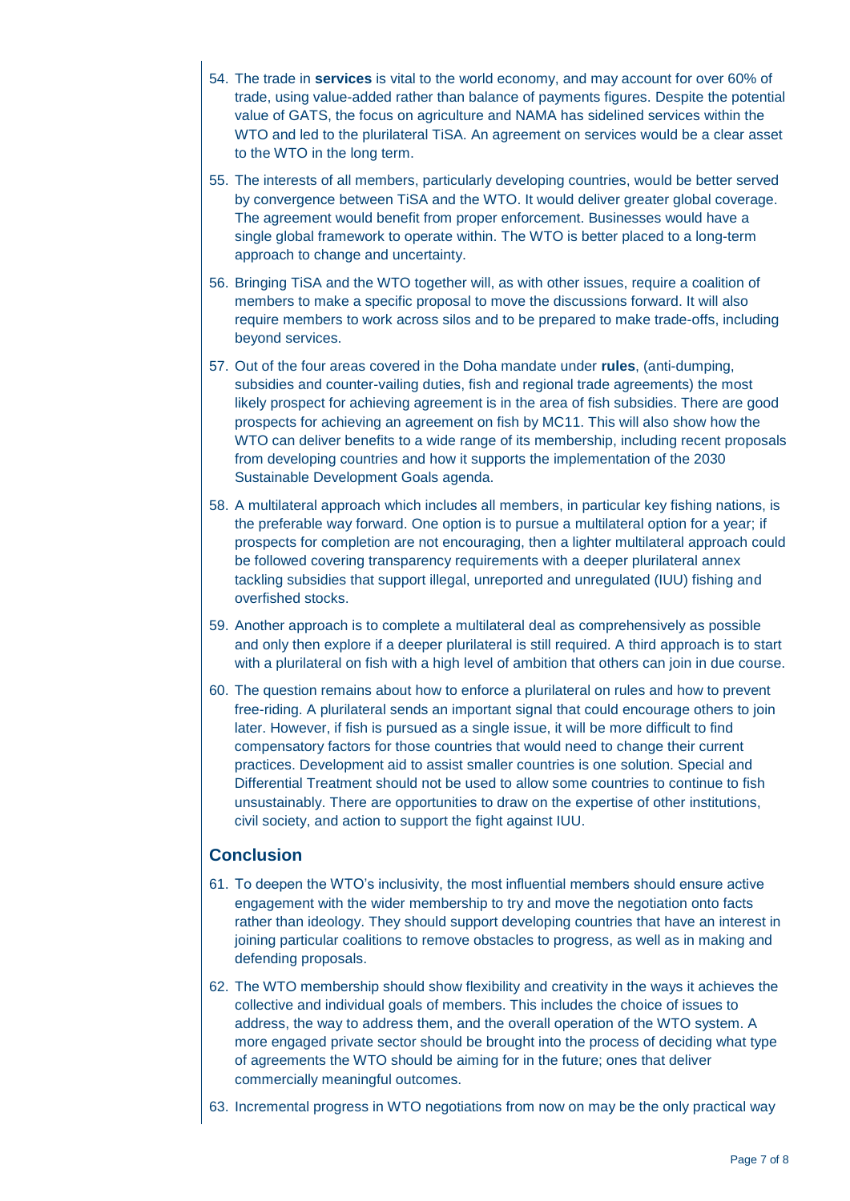54. The trade in **services** is vital to the world economy, and may account for over 60% of trade, using value-added rather than balance of payments figures. Despite the potential value of GATS, the focus on agriculture and NAMA has sidelined services within the WTO and led to the plurilateral TiSA. An agreement on services would be a clear asset to the WTO in the long term.
55. The interests of all members, particularly developing countries, would be better served by convergence between TiSA and the WTO. It would deliver greater global coverage. The agreement would benefit from proper enforcement. Businesses would have a single global framework to operate within. The WTO is better placed to a long-term approach to change and uncertainty.
56. Bringing TiSA and the WTO together will, as with other issues, require a coalition of members to make a specific proposal to move the discussions forward. It will also require members to work across silos and to be prepared to make trade-offs, including beyond services.
57. Out of the four areas covered in the Doha mandate under **rules**, (anti-dumping, subsidies and counter-vailing duties, fish and regional trade agreements) the most likely prospect for achieving agreement is in the area of fish subsidies. There are good prospects for achieving an agreement on fish by MC11. This will also show how the WTO can deliver benefits to a wide range of its membership, including recent proposals from developing countries and how it supports the implementation of the 2030 Sustainable Development Goals agenda.
58. A multilateral approach which includes all members, in particular key fishing nations, is the preferable way forward. One option is to pursue a multilateral option for a year; if prospects for completion are not encouraging, then a lighter multilateral approach could be followed covering transparency requirements with a deeper plurilateral annex tackling subsidies that support illegal, unreported and unregulated (IUU) fishing and overfished stocks.
59. Another approach is to complete a multilateral deal as comprehensively as possible and only then explore if a deeper plurilateral is still required. A third approach is to start with a plurilateral on fish with a high level of ambition that others can join in due course.
60. The question remains about how to enforce a plurilateral on rules and how to prevent free-riding. A plurilateral sends an important signal that could encourage others to join later. However, if fish is pursued as a single issue, it will be more difficult to find compensatory factors for those countries that would need to change their current practices. Development aid to assist smaller countries is one solution. Special and Differential Treatment should not be used to allow some countries to continue to fish unsustainably. There are opportunities to draw on the expertise of other institutions, civil society, and action to support the fight against IUU.

## Conclusion

61. To deepen the WTO's inclusivity, the most influential members should ensure active engagement with the wider membership to try and move the negotiation onto facts rather than ideology. They should support developing countries that have an interest in joining particular coalitions to remove obstacles to progress, as well as in making and defending proposals.
62. The WTO membership should show flexibility and creativity in the ways it achieves the collective and individual goals of members. This includes the choice of issues to address, the way to address them, and the overall operation of the WTO system. A more engaged private sector should be brought into the process of deciding what type of agreements the WTO should be aiming for in the future; ones that deliver commercially meaningful outcomes.
63. Incremental progress in WTO negotiations from now on may be the only practical way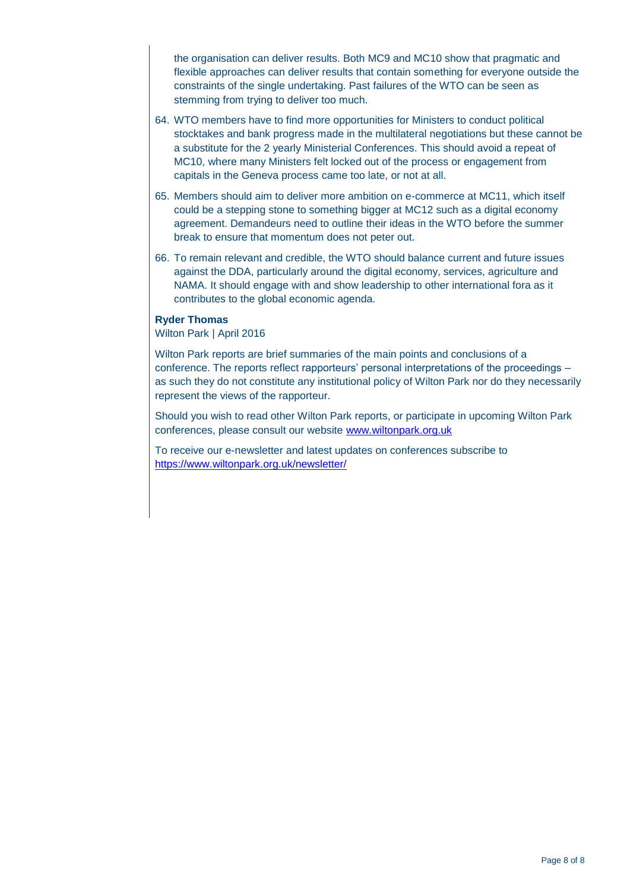the organisation can deliver results. Both MC9 and MC10 show that pragmatic and flexible approaches can deliver results that contain something for everyone outside the constraints of the single undertaking. Past failures of the WTO can be seen as stemming from trying to deliver too much.

64. WTO members have to find more opportunities for Ministers to conduct political stocktakes and bank progress made in the multilateral negotiations but these cannot be a substitute for the 2 yearly Ministerial Conferences. This should avoid a repeat of MC10, where many Ministers felt locked out of the process or engagement from capitals in the Geneva process came too late, or not at all.
65. Members should aim to deliver more ambition on e-commerce at MC11, which itself could be a stepping stone to something bigger at MC12 such as a digital economy agreement. Demandeurs need to outline their ideas in the WTO before the summer break to ensure that momentum does not peter out.
66. To remain relevant and credible, the WTO should balance current and future issues against the DDA, particularly around the digital economy, services, agriculture and NAMA. It should engage with and show leadership to other international fora as it contributes to the global economic agenda.

**Ryder Thomas**
Wilton Park | April 2016

Wilton Park reports are brief summaries of the main points and conclusions of a conference. The reports reflect rapporteurs' personal interpretations of the proceedings – as such they do not constitute any institutional policy of Wilton Park nor do they necessarily represent the views of the rapporteur.

Should you wish to read other Wilton Park reports, or participate in upcoming Wilton Park conferences, please consult our website [www.wiltonpark.org.uk](http://www.wiltonpark.org.uk)

To receive our e-newsletter and latest updates on conferences subscribe to [https://www.wiltonpark.org.uk/newsletter/](https://www.wiltonpark.org.uk/newsletter/)